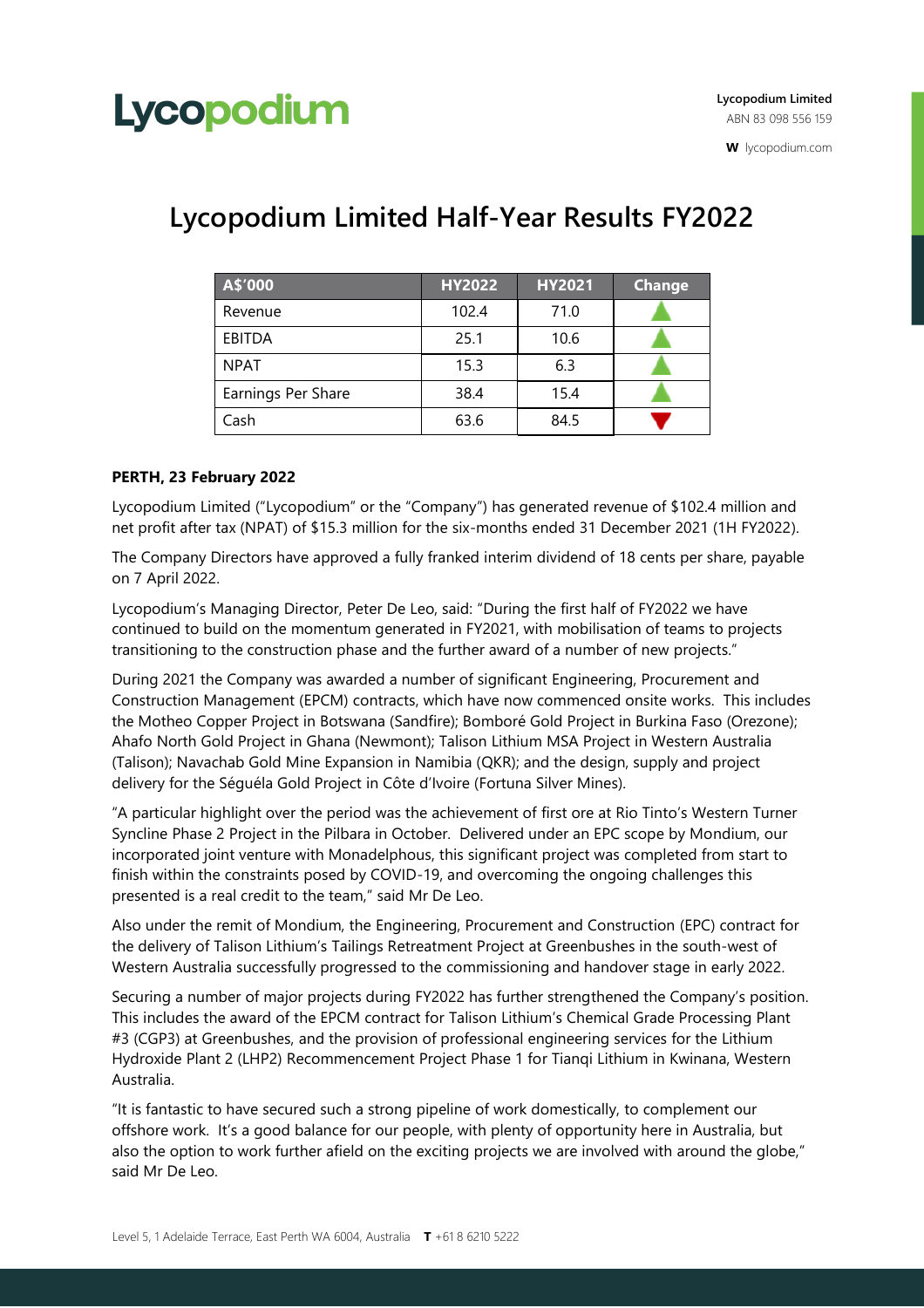Lycopodium

Lycopodium Limited
ABN 83 098 556 159

W lycopodium.com

# Lycopodium Limited Half-Year Results FY2022

| A$'000 | HY2022 | HY2021 | Change |
|---|---|---|---|
| Revenue | 102.4 | 71.0 | ▲ |
| EBITDA | 25.1 | 10.6 | ▲ |
| NPAT | 15.3 | 6.3 | ▲ |
| Earnings Per Share | 38.4 | 15.4 | ▲ |
| Cash | 63.6 | 84.5 | ▼ |

**PERTH, 23 February 2022**

Lycopodium Limited ("Lycopodium" or the "Company") has generated revenue of $102.4 million and net profit after tax (NPAT) of $15.3 million for the six-months ended 31 December 2021 (1H FY2022).

The Company Directors have approved a fully franked interim dividend of 18 cents per share, payable on 7 April 2022.

Lycopodium's Managing Director, Peter De Leo, said: "During the first half of FY2022 we have continued to build on the momentum generated in FY2021, with mobilisation of teams to projects transitioning to the construction phase and the further award of a number of new projects."

During 2021 the Company was awarded a number of significant Engineering, Procurement and Construction Management (EPCM) contracts, which have now commenced onsite works. This includes the Motheo Copper Project in Botswana (Sandfire); Bomboré Gold Project in Burkina Faso (Orezone); Ahafo North Gold Project in Ghana (Newmont); Talison Lithium MSA Project in Western Australia (Talison); Navachab Gold Mine Expansion in Namibia (QKR); and the design, supply and project delivery for the Séguéla Gold Project in Côte d'Ivoire (Fortuna Silver Mines).

"A particular highlight over the period was the achievement of first ore at Rio Tinto's Western Turner Syncline Phase 2 Project in the Pilbara in October. Delivered under an EPC scope by Mondium, our incorporated joint venture with Monadelphous, this significant project was completed from start to finish within the constraints posed by COVID-19, and overcoming the ongoing challenges this presented is a real credit to the team," said Mr De Leo.

Also under the remit of Mondium, the Engineering, Procurement and Construction (EPC) contract for the delivery of Talison Lithium's Tailings Retreatment Project at Greenbushes in the south-west of Western Australia successfully progressed to the commissioning and handover stage in early 2022.

Securing a number of major projects during FY2022 has further strengthened the Company's position. This includes the award of the EPCM contract for Talison Lithium's Chemical Grade Processing Plant #3 (CGP3) at Greenbushes, and the provision of professional engineering services for the Lithium Hydroxide Plant 2 (LHP2) Recommencement Project Phase 1 for Tianqi Lithium in Kwinana, Western Australia.

"It is fantastic to have secured such a strong pipeline of work domestically, to complement our offshore work. It's a good balance for our people, with plenty of opportunity here in Australia, but also the option to work further afield on the exciting projects we are involved with around the globe," said Mr De Leo.

Level 5, 1 Adelaide Terrace, East Perth WA 6004, Australia T +61 8 6210 5222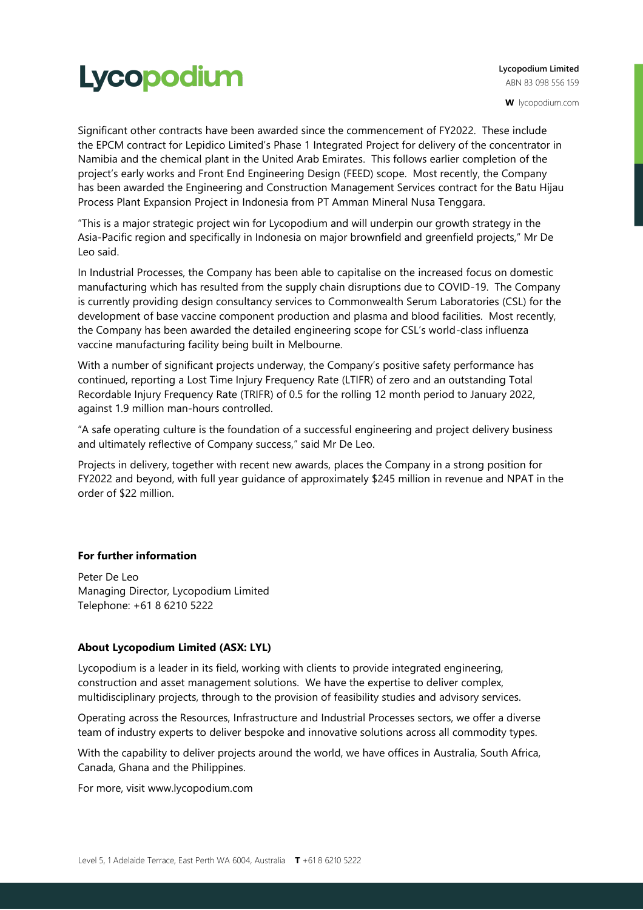Significant other contracts have been awarded since the commencement of FY2022. These include the EPCM contract for Lepidico Limited's Phase 1 Integrated Project for delivery of the concentrator in Namibia and the chemical plant in the United Arab Emirates. This follows earlier completion of the project's early works and Front End Engineering Design (FEED) scope. Most recently, the Company has been awarded the Engineering and Construction Management Services contract for the Batu Hijau Process Plant Expansion Project in Indonesia from PT Amman Mineral Nusa Tenggara.

"This is a major strategic project win for Lycopodium and will underpin our growth strategy in the Asia-Pacific region and specifically in Indonesia on major brownfield and greenfield projects," Mr De Leo said.

In Industrial Processes, the Company has been able to capitalise on the increased focus on domestic manufacturing which has resulted from the supply chain disruptions due to COVID-19. The Company is currently providing design consultancy services to Commonwealth Serum Laboratories (CSL) for the development of base vaccine component production and plasma and blood facilities. Most recently, the Company has been awarded the detailed engineering scope for CSL's world-class influenza vaccine manufacturing facility being built in Melbourne.

With a number of significant projects underway, the Company's positive safety performance has continued, reporting a Lost Time Injury Frequency Rate (LTIFR) of zero and an outstanding Total Recordable Injury Frequency Rate (TRIFR) of 0.5 for the rolling 12 month period to January 2022, against 1.9 million man-hours controlled.

"A safe operating culture is the foundation of a successful engineering and project delivery business and ultimately reflective of Company success," said Mr De Leo.

Projects in delivery, together with recent new awards, places the Company in a strong position for FY2022 and beyond, with full year guidance of approximately $245 million in revenue and NPAT in the order of $22 million.

**For further information**

Peter De Leo
Managing Director, Lycopodium Limited
Telephone: +61 8 6210 5222

**About Lycopodium Limited (ASX: LYL)**

Lycopodium is a leader in its field, working with clients to provide integrated engineering, construction and asset management solutions. We have the expertise to deliver complex, multidisciplinary projects, through to the provision of feasibility studies and advisory services.

Operating across the Resources, Infrastructure and Industrial Processes sectors, we offer a diverse team of industry experts to deliver bespoke and innovative solutions across all commodity types.

With the capability to deliver projects around the world, we have offices in Australia, South Africa, Canada, Ghana and the Philippines.

For more, visit www.lycopodium.com